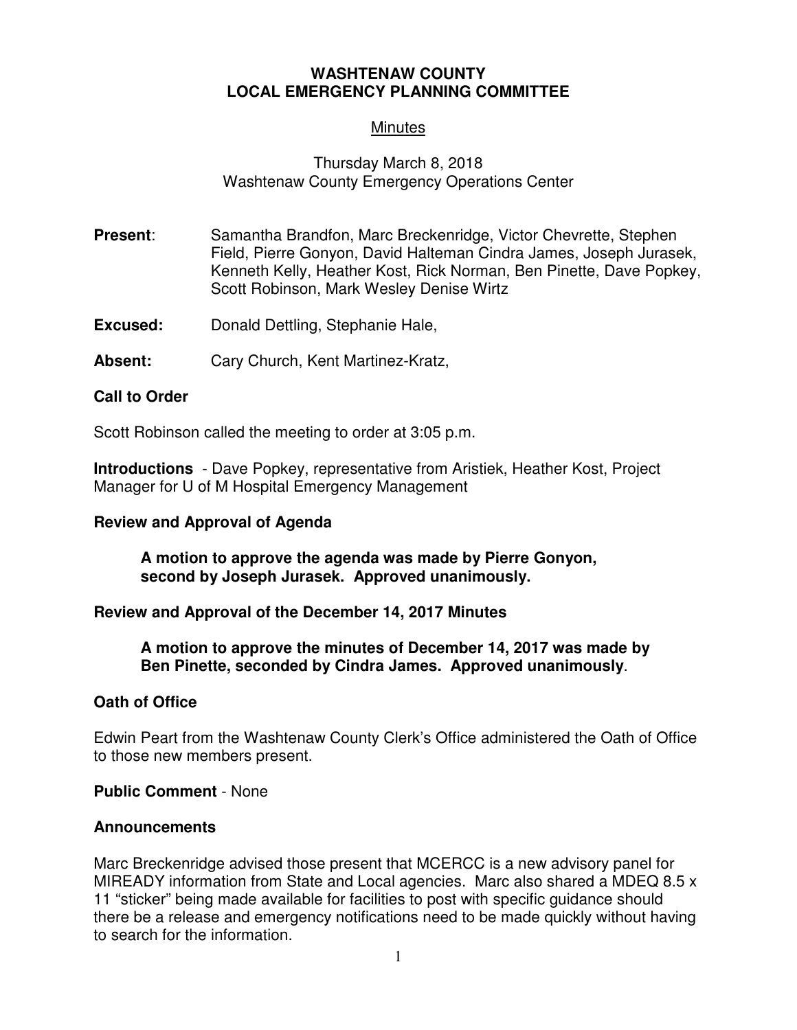**WASHTENAW COUNTY**
**LOCAL EMERGENCY PLANNING COMMITTEE**

Minutes

Thursday March 8, 2018
Washtenaw County Emergency Operations Center

**Present**: Samantha Brandfon, Marc Breckenridge, Victor Chevrette, Stephen Field, Pierre Gonyon, David Halteman Cindra James, Joseph Jurasek, Kenneth Kelly, Heather Kost, Rick Norman, Ben Pinette, Dave Popkey, Scott Robinson, Mark Wesley Denise Wirtz

**Excused:** Donald Dettling, Stephanie Hale,

**Absent:** Cary Church, Kent Martinez-Kratz,

## Call to Order

Scott Robinson called the meeting to order at 3:05 p.m.

**Introductions** - Dave Popkey, representative from Aristiek, Heather Kost, Project Manager for U of M Hospital Emergency Management

## Review and Approval of Agenda

**A motion to approve the agenda was made by Pierre Gonyon, second by Joseph Jurasek. Approved unanimously.**

## Review and Approval of the December 14, 2017 Minutes

**A motion to approve the minutes of December 14, 2017 was made by Ben Pinette, seconded by Cindra James. Approved unanimously**.

## Oath of Office

Edwin Peart from the Washtenaw County Clerk's Office administered the Oath of Office to those new members present.

**Public Comment** - None

## Announcements

Marc Breckenridge advised those present that MCERCC is a new advisory panel for MIREADY information from State and Local agencies. Marc also shared a MDEQ 8.5 x 11 "sticker" being made available for facilities to post with specific guidance should there be a release and emergency notifications need to be made quickly without having to search for the information.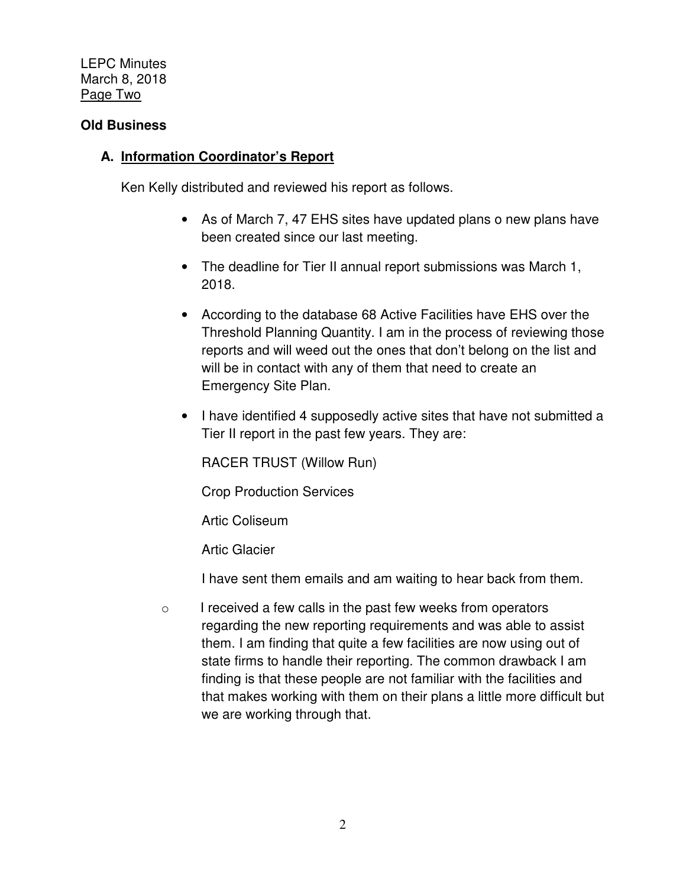LEPC Minutes
March 8, 2018
Page Two

**Old Business**

**A. Information Coordinator's Report**

Ken Kelly distributed and reviewed his report as follows.

- As of March 7, 47 EHS sites have updated plans o new plans have been created since our last meeting.

- The deadline for Tier II annual report submissions was March 1, 2018.

- According to the database 68 Active Facilities have EHS over the Threshold Planning Quantity. I am in the process of reviewing those reports and will weed out the ones that don't belong on the list and will be in contact with any of them that need to create an Emergency Site Plan.

- I have identified 4 supposedly active sites that have not submitted a Tier II report in the past few years. They are:

  RACER TRUST (Willow Run)

  Crop Production Services

  Artic Coliseum

  Artic Glacier

  I have sent them emails and am waiting to hear back from them.

- I received a few calls in the past few weeks from operators regarding the new reporting requirements and was able to assist them. I am finding that quite a few facilities are now using out of state firms to handle their reporting. The common drawback I am finding is that these people are not familiar with the facilities and that makes working with them on their plans a little more difficult but we are working through that.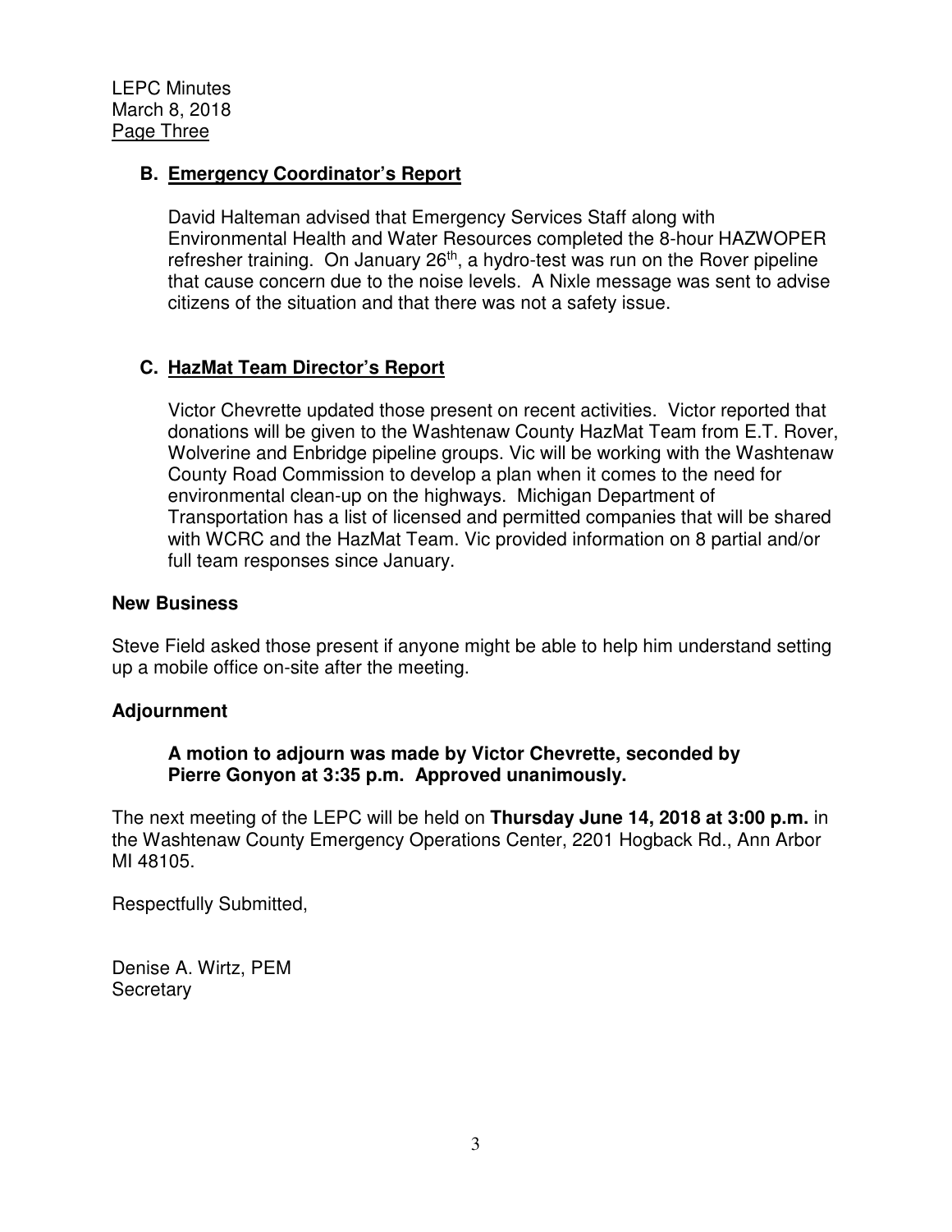### B. Emergency Coordinator's Report

David Halteman advised that Emergency Services Staff along with Environmental Health and Water Resources completed the 8-hour HAZWOPER refresher training. On January 26th, a hydro-test was run on the Rover pipeline that cause concern due to the noise levels. A Nixle message was sent to advise citizens of the situation and that there was not a safety issue.

### C. HazMat Team Director's Report

Victor Chevrette updated those present on recent activities. Victor reported that donations will be given to the Washtenaw County HazMat Team from E.T. Rover, Wolverine and Enbridge pipeline groups. Vic will be working with the Washtenaw County Road Commission to develop a plan when it comes to the need for environmental clean-up on the highways. Michigan Department of Transportation has a list of licensed and permitted companies that will be shared with WCRC and the HazMat Team. Vic provided information on 8 partial and/or full team responses since January.

**New Business**

Steve Field asked those present if anyone might be able to help him understand setting up a mobile office on-site after the meeting.

**Adjournment**

**A motion to adjourn was made by Victor Chevrette, seconded by Pierre Gonyon at 3:35 p.m. Approved unanimously.**

The next meeting of the LEPC will be held on **Thursday June 14, 2018 at 3:00 p.m.** in the Washtenaw County Emergency Operations Center, 2201 Hogback Rd., Ann Arbor MI 48105.

Respectfully Submitted,

Denise A. Wirtz, PEM
Secretary